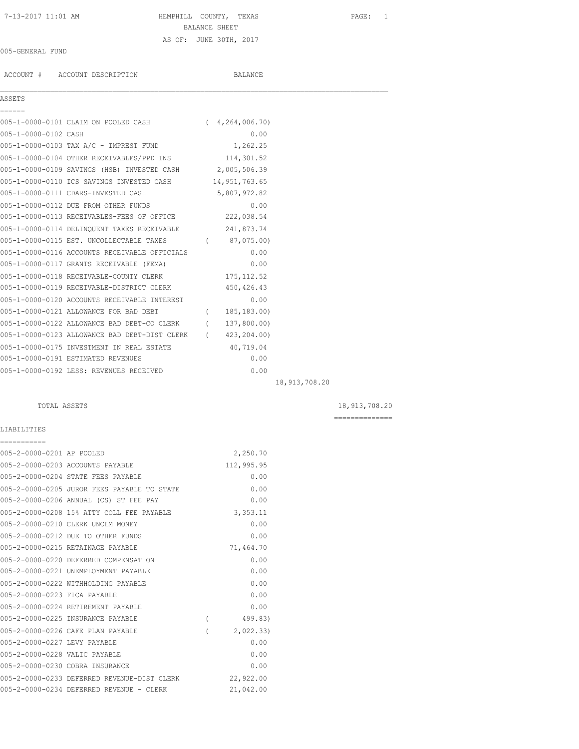# HEMPHILL COUNTY, TEXAS

## BALANCE SHEET

AS OF: JUNE 30TH, 2017

7-13-2017 11:01 AM

005-GENERAL FUND

| ACCOUNT # | ACCOUNT DESCRIPTION | BALANCE | | |
|---|---|---|---|---|
| **ASSETS** | | | | |
| 005-1-0000-0101 | CLAIM ON POOLED CASH | ( 4,264,006.70) | | |
| 005-1-0000-0102 | CASH | 0.00 | | |
| 005-1-0000-0103 | TAX A/C - IMPREST FUND | 1,262.25 | | |
| 005-1-0000-0104 | OTHER RECEIVABLES/PPD INS | 114,301.52 | | |
| 005-1-0000-0109 | SAVINGS (HSB) INVESTED CASH | 2,005,506.39 | | |
| 005-1-0000-0110 | ICS SAVINGS INVESTED CASH | 14,951,763.65 | | |
| 005-1-0000-0111 | CDARS-INVESTED CASH | 5,807,972.82 | | |
| 005-1-0000-0112 | DUE FROM OTHER FUNDS | 0.00 | | |
| 005-1-0000-0113 | RECEIVABLES-FEES OF OFFICE | 222,038.54 | | |
| 005-1-0000-0114 | DELINQUENT TAXES RECEIVABLE | 241,873.74 | | |
| 005-1-0000-0115 | EST. UNCOLLECTABLE TAXES | ( 87,075.00) | | |
| 005-1-0000-0116 | ACCOUNTS RECEIVABLE OFFICIALS | 0.00 | | |
| 005-1-0000-0117 | GRANTS RECEIVABLE (FEMA) | 0.00 | | |
| 005-1-0000-0118 | RECEIVABLE-COUNTY CLERK | 175,112.52 | | |
| 005-1-0000-0119 | RECEIVABLE-DISTRICT CLERK | 450,426.43 | | |
| 005-1-0000-0120 | ACCOUNTS RECEIVABLE INTEREST | 0.00 | | |
| 005-1-0000-0121 | ALLOWANCE FOR BAD DEBT | ( 185,183.00) | | |
| 005-1-0000-0122 | ALLOWANCE BAD DEBT-CO CLERK | ( 137,800.00) | | |
| 005-1-0000-0123 | ALLOWANCE BAD DEBT-DIST CLERK | ( 423,204.00) | | |
| 005-1-0000-0175 | INVESTMENT IN REAL ESTATE | 40,719.04 | | |
| 005-1-0000-0191 | ESTIMATED REVENUES | 0.00 | | |
| 005-1-0000-0192 | LESS: REVENUES RECEIVED | 0.00 | | |
| | | | 18,913,708.20 | |
| | TOTAL ASSETS | | | 18,913,708.20 |
| **LIABILITIES** | | | | |
| 005-2-0000-0201 | AP POOLED | 2,250.70 | | |
| 005-2-0000-0203 | ACCOUNTS PAYABLE | 112,995.95 | | |
| 005-2-0000-0204 | STATE FEES PAYABLE | 0.00 | | |
| 005-2-0000-0205 | JUROR FEES PAYABLE TO STATE | 0.00 | | |
| 005-2-0000-0206 | ANNUAL (CS) ST FEE PAY | 0.00 | | |
| 005-2-0000-0208 | 15% ATTY COLL FEE PAYABLE | 3,353.11 | | |
| 005-2-0000-0210 | CLERK UNCLM MONEY | 0.00 | | |
| 005-2-0000-0212 | DUE TO OTHER FUNDS | 0.00 | | |
| 005-2-0000-0215 | RETAINAGE PAYABLE | 71,464.70 | | |
| 005-2-0000-0220 | DEFERRED COMPENSATION | 0.00 | | |
| 005-2-0000-0221 | UNEMPLOYMENT PAYABLE | 0.00 | | |
| 005-2-0000-0222 | WITHHOLDING PAYABLE | 0.00 | | |
| 005-2-0000-0223 | FICA PAYABLE | 0.00 | | |
| 005-2-0000-0224 | RETIREMENT PAYABLE | 0.00 | | |
| 005-2-0000-0225 | INSURANCE PAYABLE | ( 499.83) | | |
| 005-2-0000-0226 | CAFE PLAN PAYABLE | ( 2,022.33) | | |
| 005-2-0000-0227 | LEVY PAYABLE | 0.00 | | |
| 005-2-0000-0228 | VALIC PAYABLE | 0.00 | | |
| 005-2-0000-0230 | COBRA INSURANCE | 0.00 | | |
| 005-2-0000-0233 | DEFERRED REVENUE-DIST CLERK | 22,922.00 | | |
| 005-2-0000-0234 | DEFERRED REVENUE - CLERK | 21,042.00 | | |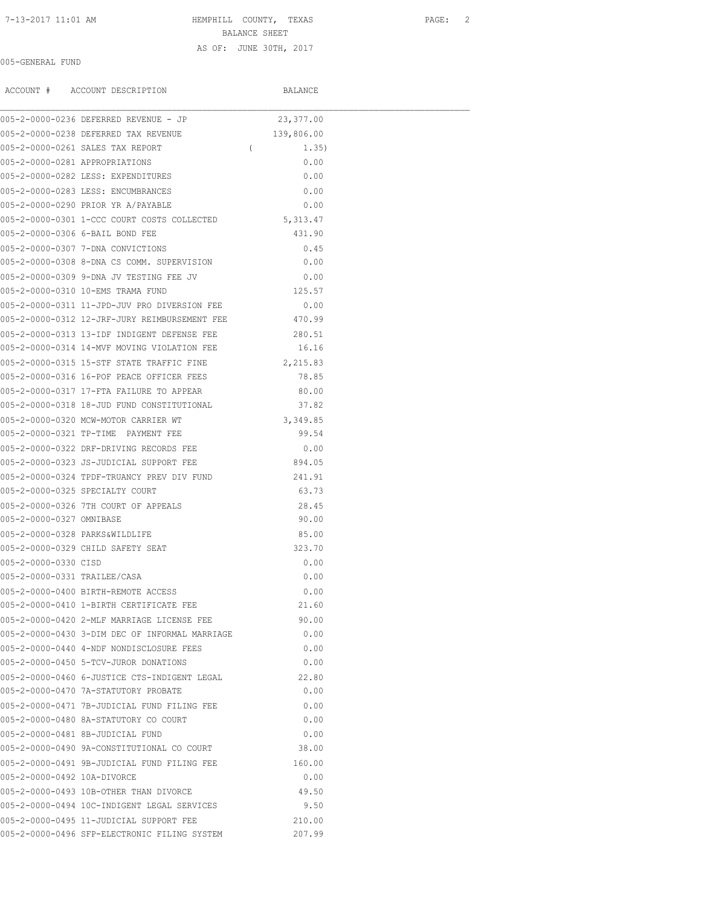HEMPHILL COUNTY, TEXAS
BALANCE SHEET
AS OF: JUNE 30TH, 2017

005-GENERAL FUND

| ACCOUNT # | ACCOUNT DESCRIPTION | BALANCE |
|---|---|---|
| 005-2-0000-0236 | DEFERRED REVENUE - JP | 23,377.00 |
| 005-2-0000-0238 | DEFERRED TAX REVENUE | 139,806.00 |
| 005-2-0000-0261 | SALES TAX REPORT | ( 1.35) |
| 005-2-0000-0281 | APPROPRIATIONS | 0.00 |
| 005-2-0000-0282 | LESS: EXPENDITURES | 0.00 |
| 005-2-0000-0283 | LESS: ENCUMBRANCES | 0.00 |
| 005-2-0000-0290 | PRIOR YR A/PAYABLE | 0.00 |
| 005-2-0000-0301 | 1-CCC COURT COSTS COLLECTED | 5,313.47 |
| 005-2-0000-0306 | 6-BAIL BOND FEE | 431.90 |
| 005-2-0000-0307 | 7-DNA CONVICTIONS | 0.45 |
| 005-2-0000-0308 | 8-DNA CS COMM. SUPERVISION | 0.00 |
| 005-2-0000-0309 | 9-DNA JV TESTING FEE JV | 0.00 |
| 005-2-0000-0310 | 10-EMS TRAMA FUND | 125.57 |
| 005-2-0000-0311 | 11-JPD-JUV PRO DIVERSION FEE | 0.00 |
| 005-2-0000-0312 | 12-JRF-JURY REIMBURSEMENT FEE | 470.99 |
| 005-2-0000-0313 | 13-IDF INDIGENT DEFENSE FEE | 280.51 |
| 005-2-0000-0314 | 14-MVF MOVING VIOLATION FEE | 16.16 |
| 005-2-0000-0315 | 15-STF STATE TRAFFIC FINE | 2,215.83 |
| 005-2-0000-0316 | 16-POF PEACE OFFICER FEES | 78.85 |
| 005-2-0000-0317 | 17-FTA FAILURE TO APPEAR | 80.00 |
| 005-2-0000-0318 | 18-JUD FUND CONSTITUTIONAL | 37.82 |
| 005-2-0000-0320 | MCW-MOTOR CARRIER WT | 3,349.85 |
| 005-2-0000-0321 | TP-TIME PAYMENT FEE | 99.54 |
| 005-2-0000-0322 | DRF-DRIVING RECORDS FEE | 0.00 |
| 005-2-0000-0323 | JS-JUDICIAL SUPPORT FEE | 894.05 |
| 005-2-0000-0324 | TPDF-TRUANCY PREV DIV FUND | 241.91 |
| 005-2-0000-0325 | SPECIALTY COURT | 63.73 |
| 005-2-0000-0326 | 7TH COURT OF APPEALS | 28.45 |
| 005-2-0000-0327 | OMNIBASE | 90.00 |
| 005-2-0000-0328 | PARKS&WILDLIFE | 85.00 |
| 005-2-0000-0329 | CHILD SAFETY SEAT | 323.70 |
| 005-2-0000-0330 | CISD | 0.00 |
| 005-2-0000-0331 | TRAILEE/CASA | 0.00 |
| 005-2-0000-0400 | BIRTH-REMOTE ACCESS | 0.00 |
| 005-2-0000-0410 | 1-BIRTH CERTIFICATE FEE | 21.60 |
| 005-2-0000-0420 | 2-MLF MARRIAGE LICENSE FEE | 90.00 |
| 005-2-0000-0430 | 3-DIM DEC OF INFORMAL MARRIAGE | 0.00 |
| 005-2-0000-0440 | 4-NDF NONDISCLOSURE FEES | 0.00 |
| 005-2-0000-0450 | 5-TCV-JUROR DONATIONS | 0.00 |
| 005-2-0000-0460 | 6-JUSTICE CTS-INDIGENT LEGAL | 22.80 |
| 005-2-0000-0470 | 7A-STATUTORY PROBATE | 0.00 |
| 005-2-0000-0471 | 7B-JUDICIAL FUND FILING FEE | 0.00 |
| 005-2-0000-0480 | 8A-STATUTORY CO COURT | 0.00 |
| 005-2-0000-0481 | 8B-JUDICIAL FUND | 0.00 |
| 005-2-0000-0490 | 9A-CONSTITUTIONAL CO COURT | 38.00 |
| 005-2-0000-0491 | 9B-JUDICIAL FUND FILING FEE | 160.00 |
| 005-2-0000-0492 | 10A-DIVORCE | 0.00 |
| 005-2-0000-0493 | 10B-OTHER THAN DIVORCE | 49.50 |
| 005-2-0000-0494 | 10C-INDIGENT LEGAL SERVICES | 9.50 |
| 005-2-0000-0495 | 11-JUDICIAL SUPPORT FEE | 210.00 |
| 005-2-0000-0496 | SFP-ELECTRONIC FILING SYSTEM | 207.99 |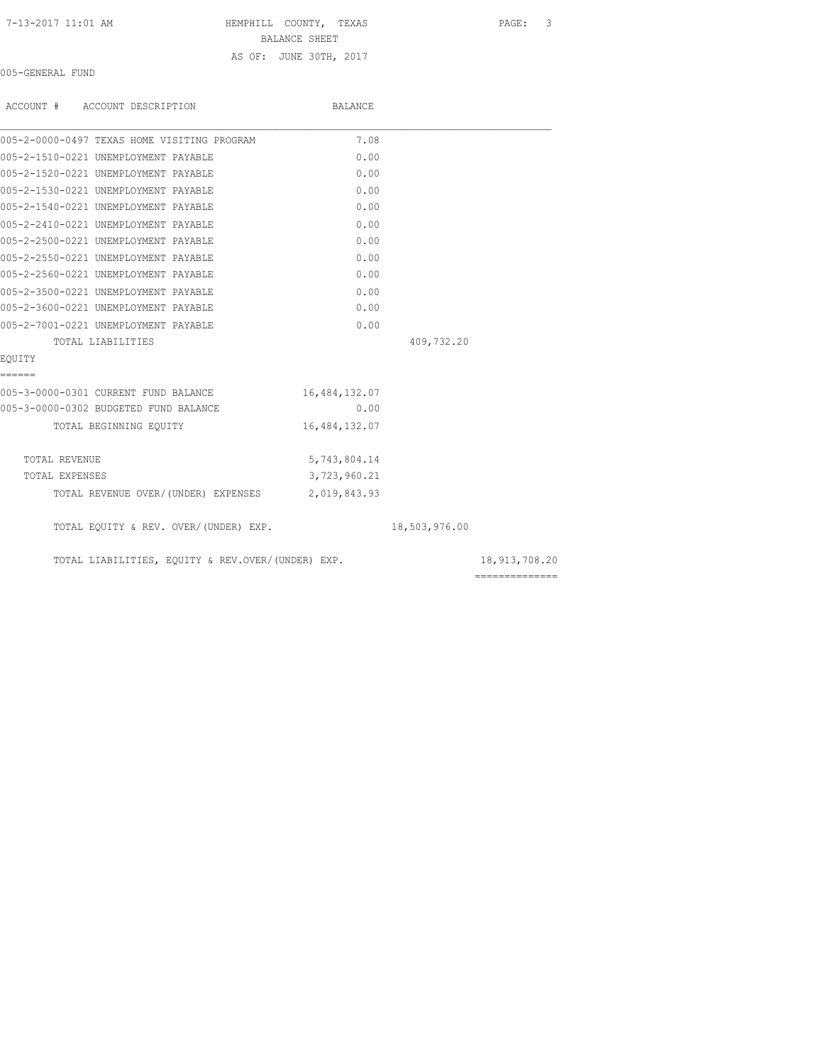HEMPHILL COUNTY, TEXAS

BALANCE SHEET

AS OF: JUNE 30TH, 2017

005-GENERAL FUND

| ACCOUNT # ACCOUNT DESCRIPTION | BALANCE | | |
|---|---|---|---|
| 005-2-0000-0497 TEXAS HOME VISITING PROGRAM | 7.08 | | |
| 005-2-1510-0221 UNEMPLOYMENT PAYABLE | 0.00 | | |
| 005-2-1520-0221 UNEMPLOYMENT PAYABLE | 0.00 | | |
| 005-2-1530-0221 UNEMPLOYMENT PAYABLE | 0.00 | | |
| 005-2-1540-0221 UNEMPLOYMENT PAYABLE | 0.00 | | |
| 005-2-2410-0221 UNEMPLOYMENT PAYABLE | 0.00 | | |
| 005-2-2500-0221 UNEMPLOYMENT PAYABLE | 0.00 | | |
| 005-2-2550-0221 UNEMPLOYMENT PAYABLE | 0.00 | | |
| 005-2-2560-0221 UNEMPLOYMENT PAYABLE | 0.00 | | |
| 005-2-3500-0221 UNEMPLOYMENT PAYABLE | 0.00 | | |
| 005-2-3600-0221 UNEMPLOYMENT PAYABLE | 0.00 | | |
| 005-2-7001-0221 UNEMPLOYMENT PAYABLE | 0.00 | | |
| TOTAL LIABILITIES | | 409,732.20 | |
| **EQUITY** | | | |
| 005-3-0000-0301 CURRENT FUND BALANCE | 16,484,132.07 | | |
| 005-3-0000-0302 BUDGETED FUND BALANCE | 0.00 | | |
| TOTAL BEGINNING EQUITY | 16,484,132.07 | | |
| TOTAL REVENUE | 5,743,804.14 | | |
| TOTAL EXPENSES | 3,723,960.21 | | |
| TOTAL REVENUE OVER/(UNDER) EXPENSES | 2,019,843.93 | | |
| TOTAL EQUITY & REV. OVER/(UNDER) EXP. | | 18,503,976.00 | |
| TOTAL LIABILITIES, EQUITY & REV.OVER/(UNDER) EXP. | | | 18,913,708.20 |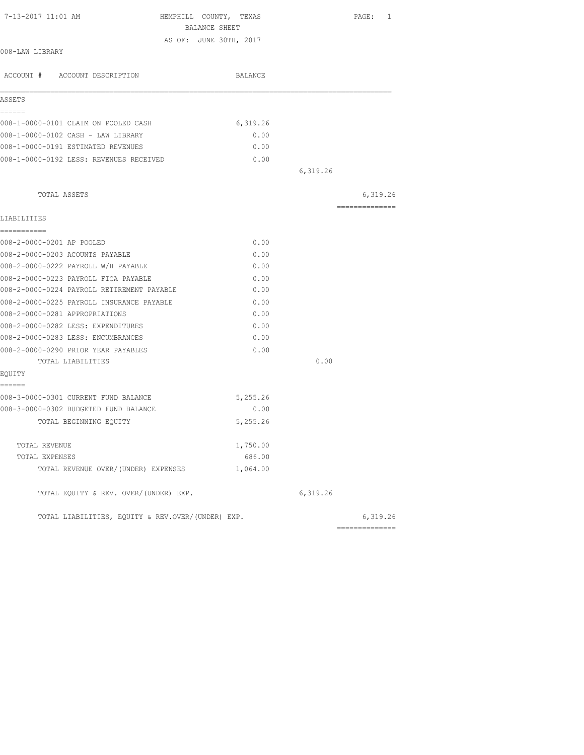7-13-2017 11:01 AM

HEMPHILL COUNTY, TEXAS
BALANCE SHEET
AS OF: JUNE 30TH, 2017

008-LAW LIBRARY

| ACCOUNT # ACCOUNT DESCRIPTION | BALANCE | | |
|---|---|---|---|
| **ASSETS** | | | |
| 008-1-0000-0101 CLAIM ON POOLED CASH | 6,319.26 | | |
| 008-1-0000-0102 CASH - LAW LIBRARY | 0.00 | | |
| 008-1-0000-0191 ESTIMATED REVENUES | 0.00 | | |
| 008-1-0000-0192 LESS: REVENUES RECEIVED | 0.00 | | |
| | | 6,319.26 | |
| TOTAL ASSETS | | | 6,319.26 |
| **LIABILITIES** | | | |
| 008-2-0000-0201 AP POOLED | 0.00 | | |
| 008-2-0000-0203 ACOUNTS PAYABLE | 0.00 | | |
| 008-2-0000-0222 PAYROLL W/H PAYABLE | 0.00 | | |
| 008-2-0000-0223 PAYROLL FICA PAYABLE | 0.00 | | |
| 008-2-0000-0224 PAYROLL RETIREMENT PAYABLE | 0.00 | | |
| 008-2-0000-0225 PAYROLL INSURANCE PAYABLE | 0.00 | | |
| 008-2-0000-0281 APPROPRIATIONS | 0.00 | | |
| 008-2-0000-0282 LESS: EXPENDITURES | 0.00 | | |
| 008-2-0000-0283 LESS: ENCUMBRANCES | 0.00 | | |
| 008-2-0000-0290 PRIOR YEAR PAYABLES | 0.00 | | |
| TOTAL LIABILITIES | | 0.00 | |
| **EQUITY** | | | |
| 008-3-0000-0301 CURRENT FUND BALANCE | 5,255.26 | | |
| 008-3-0000-0302 BUDGETED FUND BALANCE | 0.00 | | |
| TOTAL BEGINNING EQUITY | 5,255.26 | | |
| TOTAL REVENUE | 1,750.00 | | |
| TOTAL EXPENSES | 686.00 | | |
| TOTAL REVENUE OVER/(UNDER) EXPENSES | 1,064.00 | | |
| TOTAL EQUITY & REV. OVER/(UNDER) EXP. | | 6,319.26 | |
| TOTAL LIABILITIES, EQUITY & REV.OVER/(UNDER) EXP. | | | 6,319.26 |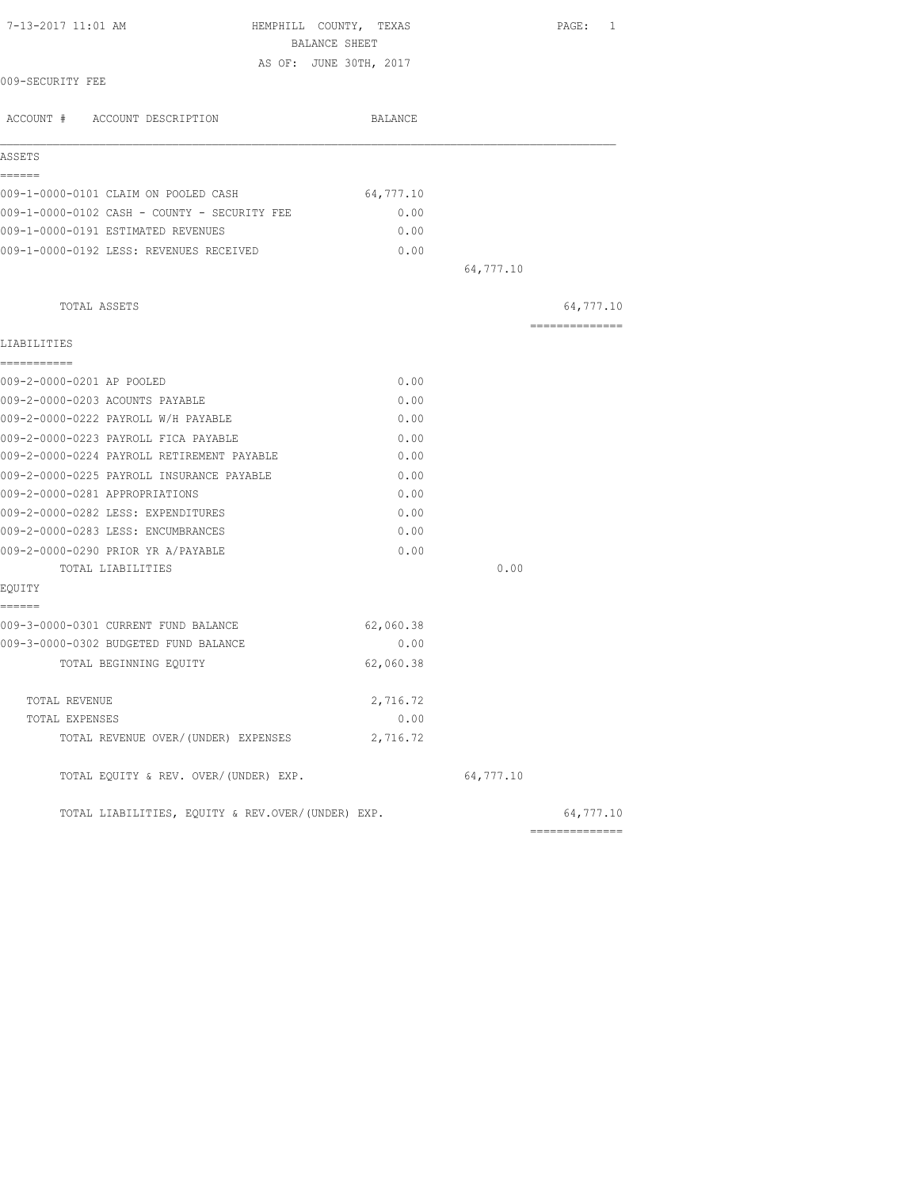HEMPHILL COUNTY, TEXAS

BALANCE SHEET

AS OF: JUNE 30TH, 2017

009-SECURITY FEE

| ACCOUNT # ACCOUNT DESCRIPTION | BALANCE | | |
|---|---|---|---|
| **ASSETS** | | | |
| 009-1-0000-0101 CLAIM ON POOLED CASH | 64,777.10 | | |
| 009-1-0000-0102 CASH - COUNTY - SECURITY FEE | 0.00 | | |
| 009-1-0000-0191 ESTIMATED REVENUES | 0.00 | | |
| 009-1-0000-0192 LESS: REVENUES RECEIVED | 0.00 | | |
| | | 64,777.10 | |
| TOTAL ASSETS | | | 64,777.10 |
| **LIABILITIES** | | | |
| 009-2-0000-0201 AP POOLED | 0.00 | | |
| 009-2-0000-0203 ACOUNTS PAYABLE | 0.00 | | |
| 009-2-0000-0222 PAYROLL W/H PAYABLE | 0.00 | | |
| 009-2-0000-0223 PAYROLL FICA PAYABLE | 0.00 | | |
| 009-2-0000-0224 PAYROLL RETIREMENT PAYABLE | 0.00 | | |
| 009-2-0000-0225 PAYROLL INSURANCE PAYABLE | 0.00 | | |
| 009-2-0000-0281 APPROPRIATIONS | 0.00 | | |
| 009-2-0000-0282 LESS: EXPENDITURES | 0.00 | | |
| 009-2-0000-0283 LESS: ENCUMBRANCES | 0.00 | | |
| 009-2-0000-0290 PRIOR YR A/PAYABLE | 0.00 | | |
| TOTAL LIABILITIES | | 0.00 | |
| **EQUITY** | | | |
| 009-3-0000-0301 CURRENT FUND BALANCE | 62,060.38 | | |
| 009-3-0000-0302 BUDGETED FUND BALANCE | 0.00 | | |
| TOTAL BEGINNING EQUITY | 62,060.38 | | |
| TOTAL REVENUE | 2,716.72 | | |
| TOTAL EXPENSES | 0.00 | | |
| TOTAL REVENUE OVER/(UNDER) EXPENSES | 2,716.72 | | |
| TOTAL EQUITY & REV. OVER/(UNDER) EXP. | | 64,777.10 | |
| TOTAL LIABILITIES, EQUITY & REV.OVER/(UNDER) EXP. | | | 64,777.10 |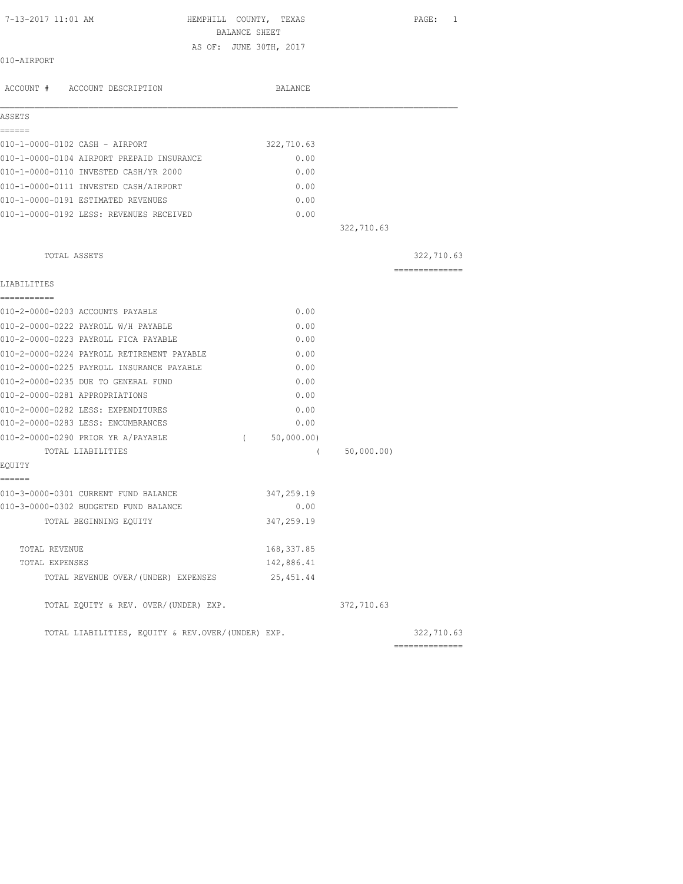7-13-2017 11:01 AM

# HEMPHILL COUNTY, TEXAS
## BALANCE SHEET
AS OF: JUNE 30TH, 2017

010-AIRPORT

| ACCOUNT # ACCOUNT DESCRIPTION | BALANCE | | |
|---|---|---|---|
| **ASSETS** | | | |
| 010-1-0000-0102 CASH - AIRPORT | 322,710.63 | | |
| 010-1-0000-0104 AIRPORT PREPAID INSURANCE | 0.00 | | |
| 010-1-0000-0110 INVESTED CASH/YR 2000 | 0.00 | | |
| 010-1-0000-0111 INVESTED CASH/AIRPORT | 0.00 | | |
| 010-1-0000-0191 ESTIMATED REVENUES | 0.00 | | |
| 010-1-0000-0192 LESS: REVENUES RECEIVED | 0.00 | | |
| | | 322,710.63 | |
| TOTAL ASSETS | | | 322,710.63 |
| **LIABILITIES** | | | |
| 010-2-0000-0203 ACCOUNTS PAYABLE | 0.00 | | |
| 010-2-0000-0222 PAYROLL W/H PAYABLE | 0.00 | | |
| 010-2-0000-0223 PAYROLL FICA PAYABLE | 0.00 | | |
| 010-2-0000-0224 PAYROLL RETIREMENT PAYABLE | 0.00 | | |
| 010-2-0000-0225 PAYROLL INSURANCE PAYABLE | 0.00 | | |
| 010-2-0000-0235 DUE TO GENERAL FUND | 0.00 | | |
| 010-2-0000-0281 APPROPRIATIONS | 0.00 | | |
| 010-2-0000-0282 LESS: EXPENDITURES | 0.00 | | |
| 010-2-0000-0283 LESS: ENCUMBRANCES | 0.00 | | |
| 010-2-0000-0290 PRIOR YR A/PAYABLE | ( 50,000.00) | | |
| TOTAL LIABILITIES | | ( 50,000.00) | |
| **EQUITY** | | | |
| 010-3-0000-0301 CURRENT FUND BALANCE | 347,259.19 | | |
| 010-3-0000-0302 BUDGETED FUND BALANCE | 0.00 | | |
| TOTAL BEGINNING EQUITY | 347,259.19 | | |
| TOTAL REVENUE | 168,337.85 | | |
| TOTAL EXPENSES | 142,886.41 | | |
| TOTAL REVENUE OVER/(UNDER) EXPENSES | 25,451.44 | | |
| TOTAL EQUITY & REV. OVER/(UNDER) EXP. | | 372,710.63 | |
| TOTAL LIABILITIES, EQUITY & REV.OVER/(UNDER) EXP. | | | 322,710.63 |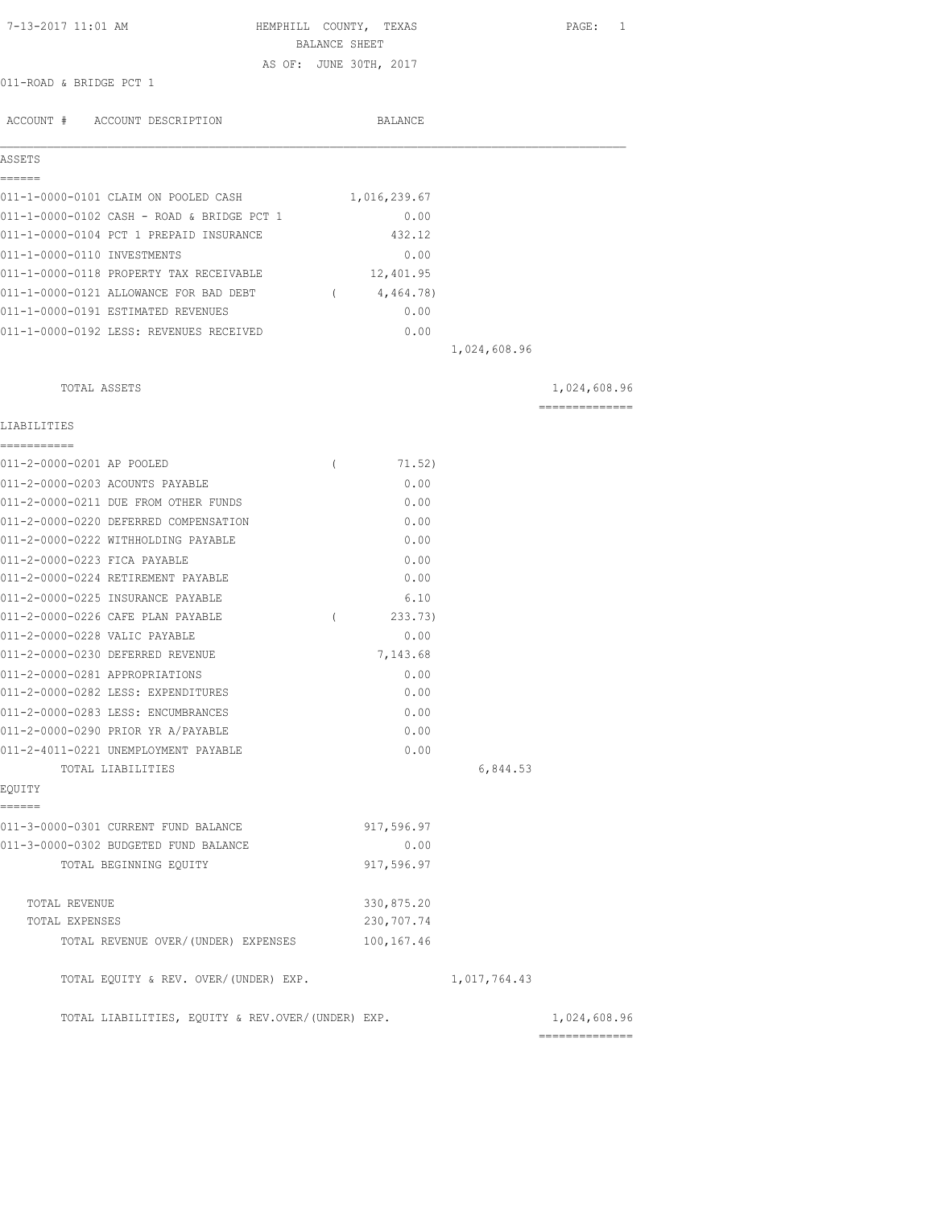7-13-2017 11:01 AM

# HEMPHILL COUNTY, TEXAS
## BALANCE SHEET
AS OF: JUNE 30TH, 2017

011-ROAD & BRIDGE PCT 1

| ACCOUNT # | ACCOUNT DESCRIPTION | BALANCE | | |
|---|---|---|---|---|
| **ASSETS** | | | | |
| 011-1-0000-0101 | CLAIM ON POOLED CASH | 1,016,239.67 | | |
| 011-1-0000-0102 | CASH - ROAD & BRIDGE PCT 1 | 0.00 | | |
| 011-1-0000-0104 | PCT 1 PREPAID INSURANCE | 432.12 | | |
| 011-1-0000-0110 | INVESTMENTS | 0.00 | | |
| 011-1-0000-0118 | PROPERTY TAX RECEIVABLE | 12,401.95 | | |
| 011-1-0000-0121 | ALLOWANCE FOR BAD DEBT | ( 4,464.78) | | |
| 011-1-0000-0191 | ESTIMATED REVENUES | 0.00 | | |
| 011-1-0000-0192 | LESS: REVENUES RECEIVED | 0.00 | | |
| | | | 1,024,608.96 | |
| | TOTAL ASSETS | | | 1,024,608.96 |
| **LIABILITIES** | | | | |
| 011-2-0000-0201 | AP POOLED | ( 71.52) | | |
| 011-2-0000-0203 | ACOUNTS PAYABLE | 0.00 | | |
| 011-2-0000-0211 | DUE FROM OTHER FUNDS | 0.00 | | |
| 011-2-0000-0220 | DEFERRED COMPENSATION | 0.00 | | |
| 011-2-0000-0222 | WITHHOLDING PAYABLE | 0.00 | | |
| 011-2-0000-0223 | FICA PAYABLE | 0.00 | | |
| 011-2-0000-0224 | RETIREMENT PAYABLE | 0.00 | | |
| 011-2-0000-0225 | INSURANCE PAYABLE | 6.10 | | |
| 011-2-0000-0226 | CAFE PLAN PAYABLE | ( 233.73) | | |
| 011-2-0000-0228 | VALIC PAYABLE | 0.00 | | |
| 011-2-0000-0230 | DEFERRED REVENUE | 7,143.68 | | |
| 011-2-0000-0281 | APPROPRIATIONS | 0.00 | | |
| 011-2-0000-0282 | LESS: EXPENDITURES | 0.00 | | |
| 011-2-0000-0283 | LESS: ENCUMBRANCES | 0.00 | | |
| 011-2-0000-0290 | PRIOR YR A/PAYABLE | 0.00 | | |
| 011-2-4011-0221 | UNEMPLOYMENT PAYABLE | 0.00 | | |
| | TOTAL LIABILITIES | | 6,844.53 | |
| **EQUITY** | | | | |
| 011-3-0000-0301 | CURRENT FUND BALANCE | 917,596.97 | | |
| 011-3-0000-0302 | BUDGETED FUND BALANCE | 0.00 | | |
| | TOTAL BEGINNING EQUITY | 917,596.97 | | |
| | TOTAL REVENUE | 330,875.20 | | |
| | TOTAL EXPENSES | 230,707.74 | | |
| | TOTAL REVENUE OVER/(UNDER) EXPENSES | 100,167.46 | | |
| | TOTAL EQUITY & REV. OVER/(UNDER) EXP. | | 1,017,764.43 | |
| | TOTAL LIABILITIES, EQUITY & REV.OVER/(UNDER) EXP. | | | 1,024,608.96 |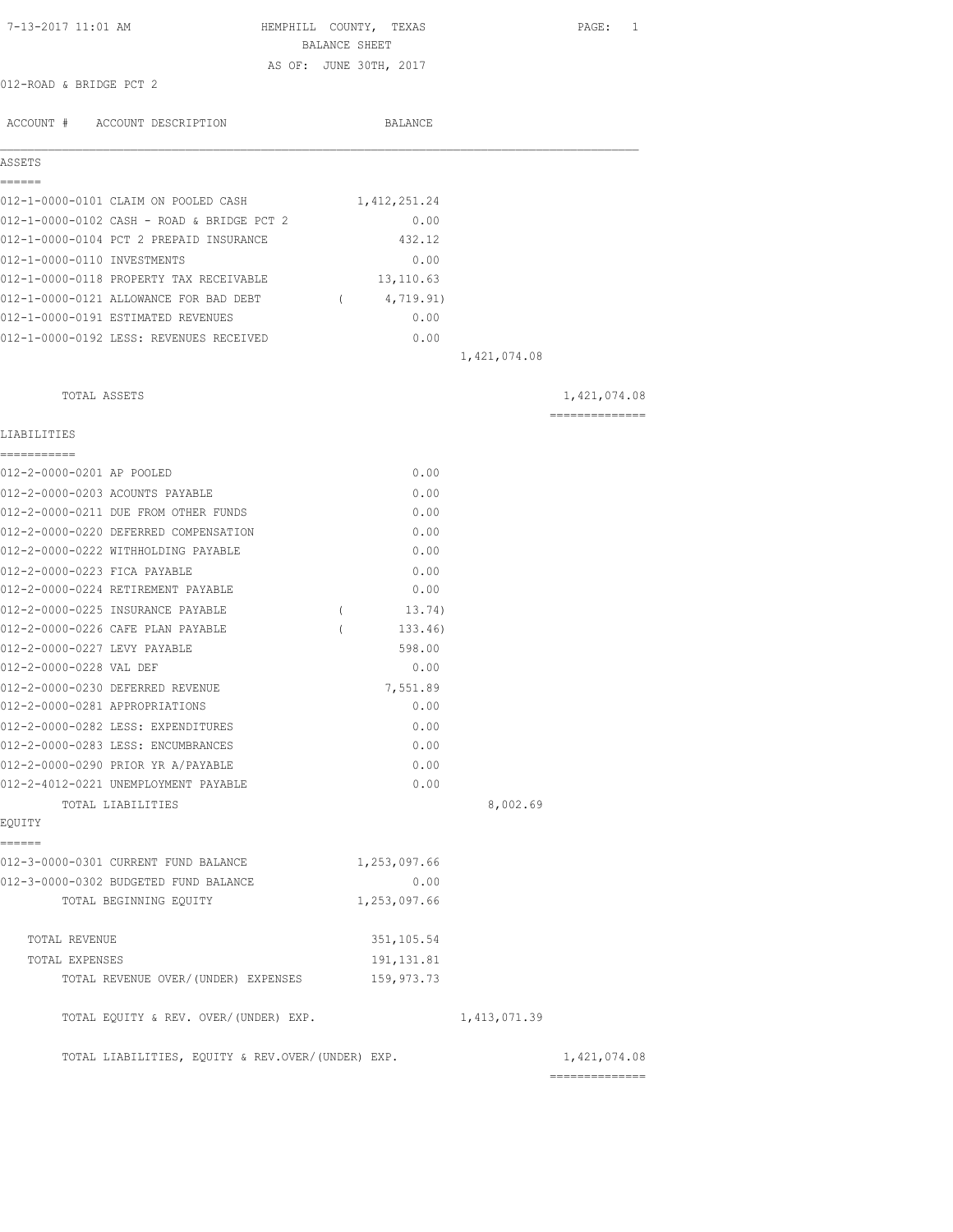HEMPHILL COUNTY, TEXAS

BALANCE SHEET

AS OF: JUNE 30TH, 2017

7-13-2017 11:01 AM

012-ROAD & BRIDGE PCT 2

| ACCOUNT # ACCOUNT DESCRIPTION | BALANCE | | |
|---|---|---|---|
| **ASSETS** | | | |
| 012-1-0000-0101 CLAIM ON POOLED CASH | 1,412,251.24 | | |
| 012-1-0000-0102 CASH - ROAD & BRIDGE PCT 2 | 0.00 | | |
| 012-1-0000-0104 PCT 2 PREPAID INSURANCE | 432.12 | | |
| 012-1-0000-0110 INVESTMENTS | 0.00 | | |
| 012-1-0000-0118 PROPERTY TAX RECEIVABLE | 13,110.63 | | |
| 012-1-0000-0121 ALLOWANCE FOR BAD DEBT | ( 4,719.91) | | |
| 012-1-0000-0191 ESTIMATED REVENUES | 0.00 | | |
| 012-1-0000-0192 LESS: REVENUES RECEIVED | 0.00 | | |
| | | 1,421,074.08 | |
| TOTAL ASSETS | | | 1,421,074.08 |
| **LIABILITIES** | | | |
| 012-2-0000-0201 AP POOLED | 0.00 | | |
| 012-2-0000-0203 ACOUNTS PAYABLE | 0.00 | | |
| 012-2-0000-0211 DUE FROM OTHER FUNDS | 0.00 | | |
| 012-2-0000-0220 DEFERRED COMPENSATION | 0.00 | | |
| 012-2-0000-0222 WITHHOLDING PAYABLE | 0.00 | | |
| 012-2-0000-0223 FICA PAYABLE | 0.00 | | |
| 012-2-0000-0224 RETIREMENT PAYABLE | 0.00 | | |
| 012-2-0000-0225 INSURANCE PAYABLE | ( 13.74) | | |
| 012-2-0000-0226 CAFE PLAN PAYABLE | ( 133.46) | | |
| 012-2-0000-0227 LEVY PAYABLE | 598.00 | | |
| 012-2-0000-0228 VAL DEF | 0.00 | | |
| 012-2-0000-0230 DEFERRED REVENUE | 7,551.89 | | |
| 012-2-0000-0281 APPROPRIATIONS | 0.00 | | |
| 012-2-0000-0282 LESS: EXPENDITURES | 0.00 | | |
| 012-2-0000-0283 LESS: ENCUMBRANCES | 0.00 | | |
| 012-2-0000-0290 PRIOR YR A/PAYABLE | 0.00 | | |
| 012-2-4012-0221 UNEMPLOYMENT PAYABLE | 0.00 | | |
| TOTAL LIABILITIES | | 8,002.69 | |
| **EQUITY** | | | |
| 012-3-0000-0301 CURRENT FUND BALANCE | 1,253,097.66 | | |
| 012-3-0000-0302 BUDGETED FUND BALANCE | 0.00 | | |
| TOTAL BEGINNING EQUITY | 1,253,097.66 | | |
| TOTAL REVENUE | 351,105.54 | | |
| TOTAL EXPENSES | 191,131.81 | | |
| TOTAL REVENUE OVER/(UNDER) EXPENSES | 159,973.73 | | |
| TOTAL EQUITY & REV. OVER/(UNDER) EXP. | | 1,413,071.39 | |
| TOTAL LIABILITIES, EQUITY & REV.OVER/(UNDER) EXP. | | | 1,421,074.08 |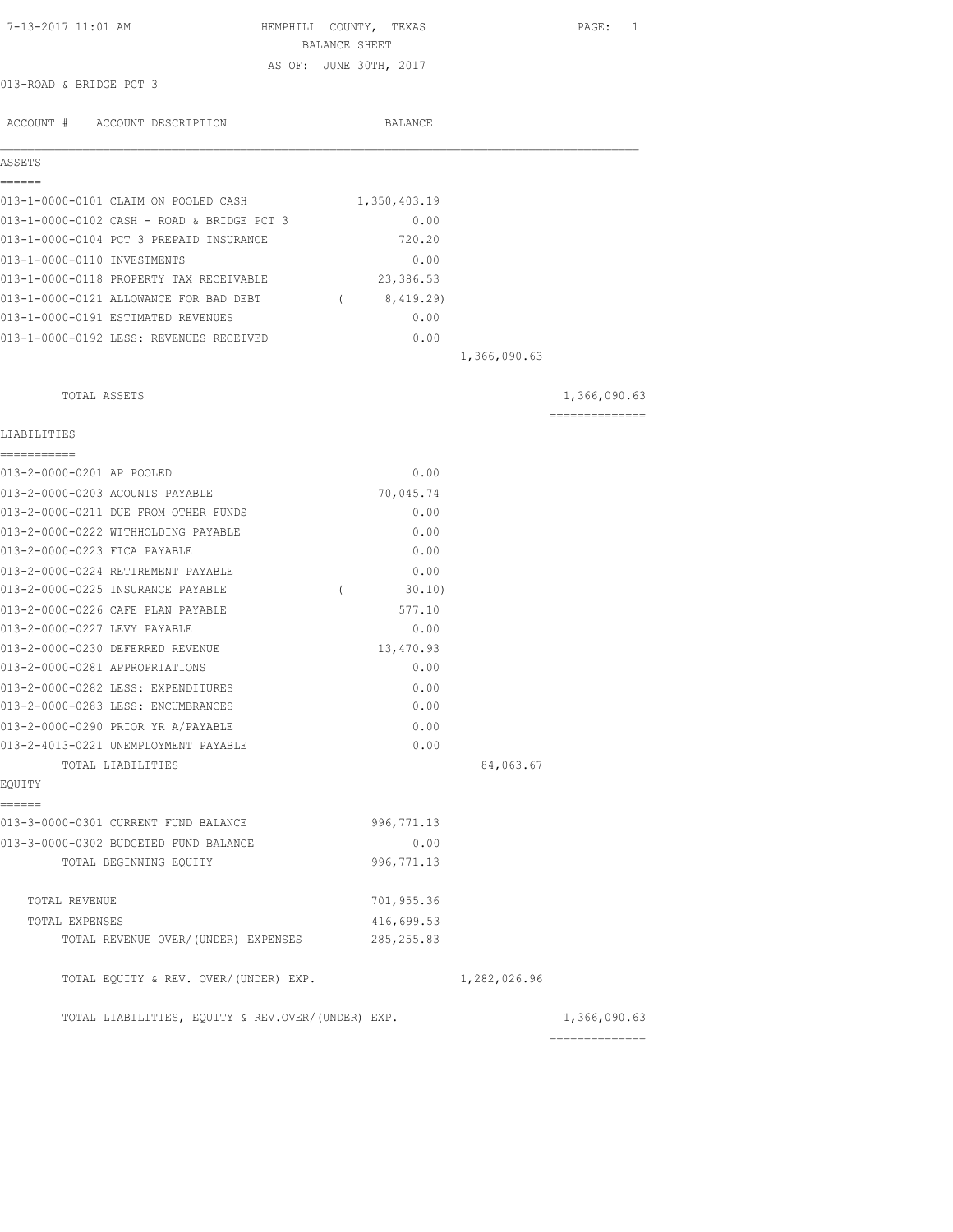7-13-2017 11:01 AM

# HEMPHILL COUNTY, TEXAS
## BALANCE SHEET
AS OF: JUNE 30TH, 2017

013-ROAD & BRIDGE PCT 3

| ACCOUNT # | ACCOUNT DESCRIPTION | BALANCE | | |
|---|---|---|---|---|
| **ASSETS** | | | | |
| 013-1-0000-0101 | CLAIM ON POOLED CASH | 1,350,403.19 | | |
| 013-1-0000-0102 | CASH - ROAD & BRIDGE PCT 3 | 0.00 | | |
| 013-1-0000-0104 | PCT 3 PREPAID INSURANCE | 720.20 | | |
| 013-1-0000-0110 | INVESTMENTS | 0.00 | | |
| 013-1-0000-0118 | PROPERTY TAX RECEIVABLE | 23,386.53 | | |
| 013-1-0000-0121 | ALLOWANCE FOR BAD DEBT | ( 8,419.29) | | |
| 013-1-0000-0191 | ESTIMATED REVENUES | 0.00 | | |
| 013-1-0000-0192 | LESS: REVENUES RECEIVED | 0.00 | | |
| | | | 1,366,090.63 | |
| | TOTAL ASSETS | | | 1,366,090.63 |
| **LIABILITIES** | | | | |
| 013-2-0000-0201 | AP POOLED | 0.00 | | |
| 013-2-0000-0203 | ACOUNTS PAYABLE | 70,045.74 | | |
| 013-2-0000-0211 | DUE FROM OTHER FUNDS | 0.00 | | |
| 013-2-0000-0222 | WITHHOLDING PAYABLE | 0.00 | | |
| 013-2-0000-0223 | FICA PAYABLE | 0.00 | | |
| 013-2-0000-0224 | RETIREMENT PAYABLE | 0.00 | | |
| 013-2-0000-0225 | INSURANCE PAYABLE | ( 30.10) | | |
| 013-2-0000-0226 | CAFE PLAN PAYABLE | 577.10 | | |
| 013-2-0000-0227 | LEVY PAYABLE | 0.00 | | |
| 013-2-0000-0230 | DEFERRED REVENUE | 13,470.93 | | |
| 013-2-0000-0281 | APPROPRIATIONS | 0.00 | | |
| 013-2-0000-0282 | LESS: EXPENDITURES | 0.00 | | |
| 013-2-0000-0283 | LESS: ENCUMBRANCES | 0.00 | | |
| 013-2-0000-0290 | PRIOR YR A/PAYABLE | 0.00 | | |
| 013-2-4013-0221 | UNEMPLOYMENT PAYABLE | 0.00 | | |
| | TOTAL LIABILITIES | | 84,063.67 | |
| **EQUITY** | | | | |
| 013-3-0000-0301 | CURRENT FUND BALANCE | 996,771.13 | | |
| 013-3-0000-0302 | BUDGETED FUND BALANCE | 0.00 | | |
| | TOTAL BEGINNING EQUITY | 996,771.13 | | |
| | TOTAL REVENUE | 701,955.36 | | |
| | TOTAL EXPENSES | 416,699.53 | | |
| | TOTAL REVENUE OVER/(UNDER) EXPENSES | 285,255.83 | | |
| | TOTAL EQUITY & REV. OVER/(UNDER) EXP. | | 1,282,026.96 | |
| | TOTAL LIABILITIES, EQUITY & REV.OVER/(UNDER) EXP. | | | 1,366,090.63 |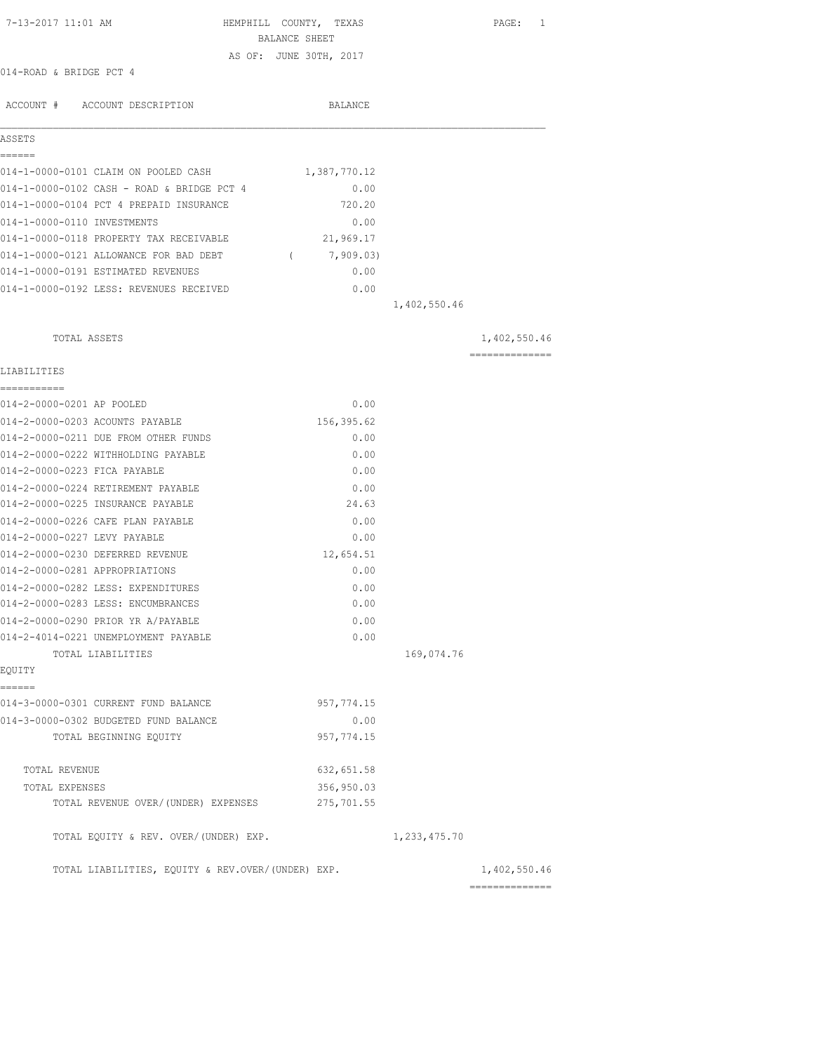7-13-2017 11:01 AM

# HEMPHILL COUNTY, TEXAS
## BALANCE SHEET
AS OF: JUNE 30TH, 2017

014-ROAD & BRIDGE PCT 4

| ACCOUNT # | ACCOUNT DESCRIPTION | BALANCE | | |
|---|---|---|---|---|
| **ASSETS** | | | | |
| 014-1-0000-0101 | CLAIM ON POOLED CASH | 1,387,770.12 | | |
| 014-1-0000-0102 | CASH - ROAD & BRIDGE PCT 4 | 0.00 | | |
| 014-1-0000-0104 | PCT 4 PREPAID INSURANCE | 720.20 | | |
| 014-1-0000-0110 | INVESTMENTS | 0.00 | | |
| 014-1-0000-0118 | PROPERTY TAX RECEIVABLE | 21,969.17 | | |
| 014-1-0000-0121 | ALLOWANCE FOR BAD DEBT | ( 7,909.03) | | |
| 014-1-0000-0191 | ESTIMATED REVENUES | 0.00 | | |
| 014-1-0000-0192 | LESS: REVENUES RECEIVED | 0.00 | | |
| | | | 1,402,550.46 | |
| | TOTAL ASSETS | | | 1,402,550.46 |
| **LIABILITIES** | | | | |
| 014-2-0000-0201 | AP POOLED | 0.00 | | |
| 014-2-0000-0203 | ACOUNTS PAYABLE | 156,395.62 | | |
| 014-2-0000-0211 | DUE FROM OTHER FUNDS | 0.00 | | |
| 014-2-0000-0222 | WITHHOLDING PAYABLE | 0.00 | | |
| 014-2-0000-0223 | FICA PAYABLE | 0.00 | | |
| 014-2-0000-0224 | RETIREMENT PAYABLE | 0.00 | | |
| 014-2-0000-0225 | INSURANCE PAYABLE | 24.63 | | |
| 014-2-0000-0226 | CAFE PLAN PAYABLE | 0.00 | | |
| 014-2-0000-0227 | LEVY PAYABLE | 0.00 | | |
| 014-2-0000-0230 | DEFERRED REVENUE | 12,654.51 | | |
| 014-2-0000-0281 | APPROPRIATIONS | 0.00 | | |
| 014-2-0000-0282 | LESS: EXPENDITURES | 0.00 | | |
| 014-2-0000-0283 | LESS: ENCUMBRANCES | 0.00 | | |
| 014-2-0000-0290 | PRIOR YR A/PAYABLE | 0.00 | | |
| 014-2-4014-0221 | UNEMPLOYMENT PAYABLE | 0.00 | | |
| | TOTAL LIABILITIES | | 169,074.76 | |
| **EQUITY** | | | | |
| 014-3-0000-0301 | CURRENT FUND BALANCE | 957,774.15 | | |
| 014-3-0000-0302 | BUDGETED FUND BALANCE | 0.00 | | |
| | TOTAL BEGINNING EQUITY | 957,774.15 | | |
| | TOTAL REVENUE | 632,651.58 | | |
| | TOTAL EXPENSES | 356,950.03 | | |
| | TOTAL REVENUE OVER/(UNDER) EXPENSES | 275,701.55 | | |
| | TOTAL EQUITY & REV. OVER/(UNDER) EXP. | | 1,233,475.70 | |
| | TOTAL LIABILITIES, EQUITY & REV.OVER/(UNDER) EXP. | | | 1,402,550.46 |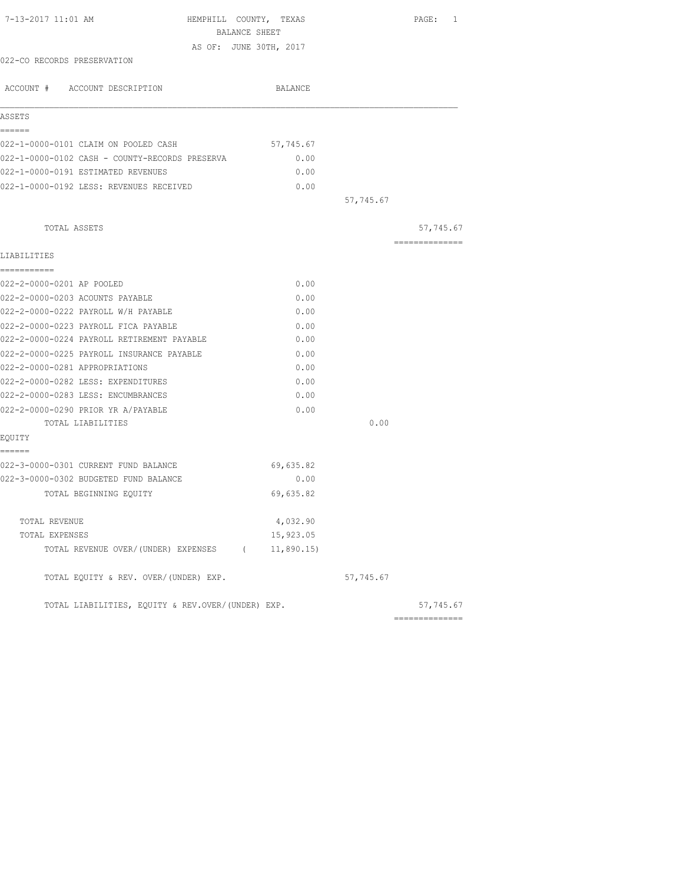7-13-2017 11:01 AM

# HEMPHILL COUNTY, TEXAS

## BALANCE SHEET

AS OF: JUNE 30TH, 2017

022-CO RECORDS PRESERVATION

| ACCOUNT # ACCOUNT DESCRIPTION | BALANCE | | |
|---|---|---|---|
| **ASSETS** | | | |
| 022-1-0000-0101 CLAIM ON POOLED CASH | 57,745.67 | | |
| 022-1-0000-0102 CASH - COUNTY-RECORDS PRESERVA | 0.00 | | |
| 022-1-0000-0191 ESTIMATED REVENUES | 0.00 | | |
| 022-1-0000-0192 LESS: REVENUES RECEIVED | 0.00 | | |
| | | 57,745.67 | |
| TOTAL ASSETS | | | 57,745.67 |
| **LIABILITIES** | | | |
| 022-2-0000-0201 AP POOLED | 0.00 | | |
| 022-2-0000-0203 ACOUNTS PAYABLE | 0.00 | | |
| 022-2-0000-0222 PAYROLL W/H PAYABLE | 0.00 | | |
| 022-2-0000-0223 PAYROLL FICA PAYABLE | 0.00 | | |
| 022-2-0000-0224 PAYROLL RETIREMENT PAYABLE | 0.00 | | |
| 022-2-0000-0225 PAYROLL INSURANCE PAYABLE | 0.00 | | |
| 022-2-0000-0281 APPROPRIATIONS | 0.00 | | |
| 022-2-0000-0282 LESS: EXPENDITURES | 0.00 | | |
| 022-2-0000-0283 LESS: ENCUMBRANCES | 0.00 | | |
| 022-2-0000-0290 PRIOR YR A/PAYABLE | 0.00 | | |
| TOTAL LIABILITIES | | 0.00 | |
| **EQUITY** | | | |
| 022-3-0000-0301 CURRENT FUND BALANCE | 69,635.82 | | |
| 022-3-0000-0302 BUDGETED FUND BALANCE | 0.00 | | |
| TOTAL BEGINNING EQUITY | 69,635.82 | | |
| TOTAL REVENUE | 4,032.90 | | |
| TOTAL EXPENSES | 15,923.05 | | |
| TOTAL REVENUE OVER/(UNDER) EXPENSES | ( 11,890.15) | | |
| TOTAL EQUITY & REV. OVER/(UNDER) EXP. | | 57,745.67 | |
| TOTAL LIABILITIES, EQUITY & REV.OVER/(UNDER) EXP. | | | 57,745.67 |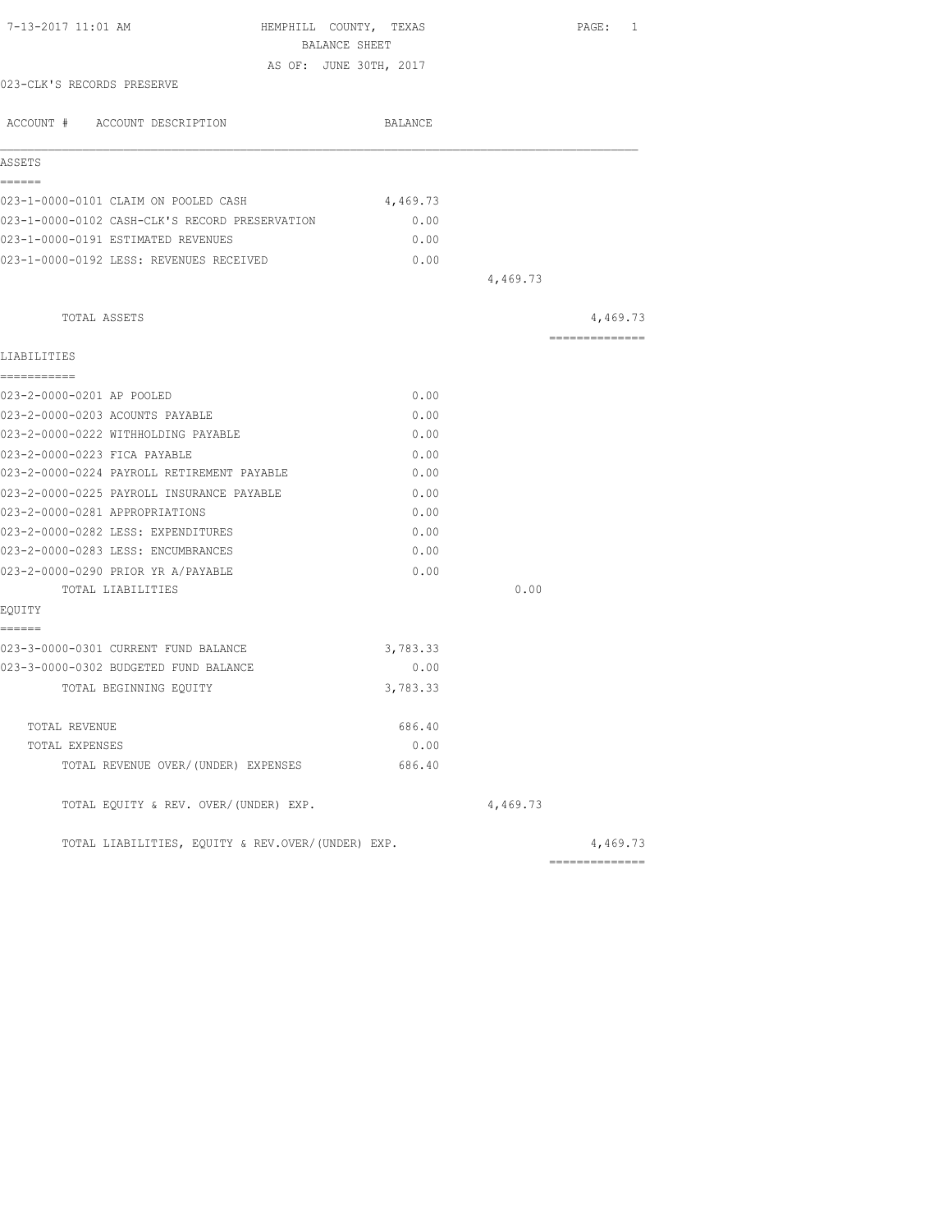7-13-2017 11:01 AM

# HEMPHILL COUNTY, TEXAS

## BALANCE SHEET

AS OF: JUNE 30TH, 2017

023-CLK'S RECORDS PRESERVE

| ACCOUNT # ACCOUNT DESCRIPTION | BALANCE | | |
|---|---|---|---|
| **ASSETS** | | | |
| 023-1-0000-0101 CLAIM ON POOLED CASH | 4,469.73 | | |
| 023-1-0000-0102 CASH-CLK'S RECORD PRESERVATION | 0.00 | | |
| 023-1-0000-0191 ESTIMATED REVENUES | 0.00 | | |
| 023-1-0000-0192 LESS: REVENUES RECEIVED | 0.00 | | |
| | | 4,469.73 | |
| TOTAL ASSETS | | | 4,469.73 |
| **LIABILITIES** | | | |
| 023-2-0000-0201 AP POOLED | 0.00 | | |
| 023-2-0000-0203 ACOUNTS PAYABLE | 0.00 | | |
| 023-2-0000-0222 WITHHOLDING PAYABLE | 0.00 | | |
| 023-2-0000-0223 FICA PAYABLE | 0.00 | | |
| 023-2-0000-0224 PAYROLL RETIREMENT PAYABLE | 0.00 | | |
| 023-2-0000-0225 PAYROLL INSURANCE PAYABLE | 0.00 | | |
| 023-2-0000-0281 APPROPRIATIONS | 0.00 | | |
| 023-2-0000-0282 LESS: EXPENDITURES | 0.00 | | |
| 023-2-0000-0283 LESS: ENCUMBRANCES | 0.00 | | |
| 023-2-0000-0290 PRIOR YR A/PAYABLE | 0.00 | | |
| TOTAL LIABILITIES | | 0.00 | |
| **EQUITY** | | | |
| 023-3-0000-0301 CURRENT FUND BALANCE | 3,783.33 | | |
| 023-3-0000-0302 BUDGETED FUND BALANCE | 0.00 | | |
| TOTAL BEGINNING EQUITY | 3,783.33 | | |
| TOTAL REVENUE | 686.40 | | |
| TOTAL EXPENSES | 0.00 | | |
| TOTAL REVENUE OVER/(UNDER) EXPENSES | 686.40 | | |
| TOTAL EQUITY & REV. OVER/(UNDER) EXP. | | 4,469.73 | |
| TOTAL LIABILITIES, EQUITY & REV.OVER/(UNDER) EXP. | | | 4,469.73 |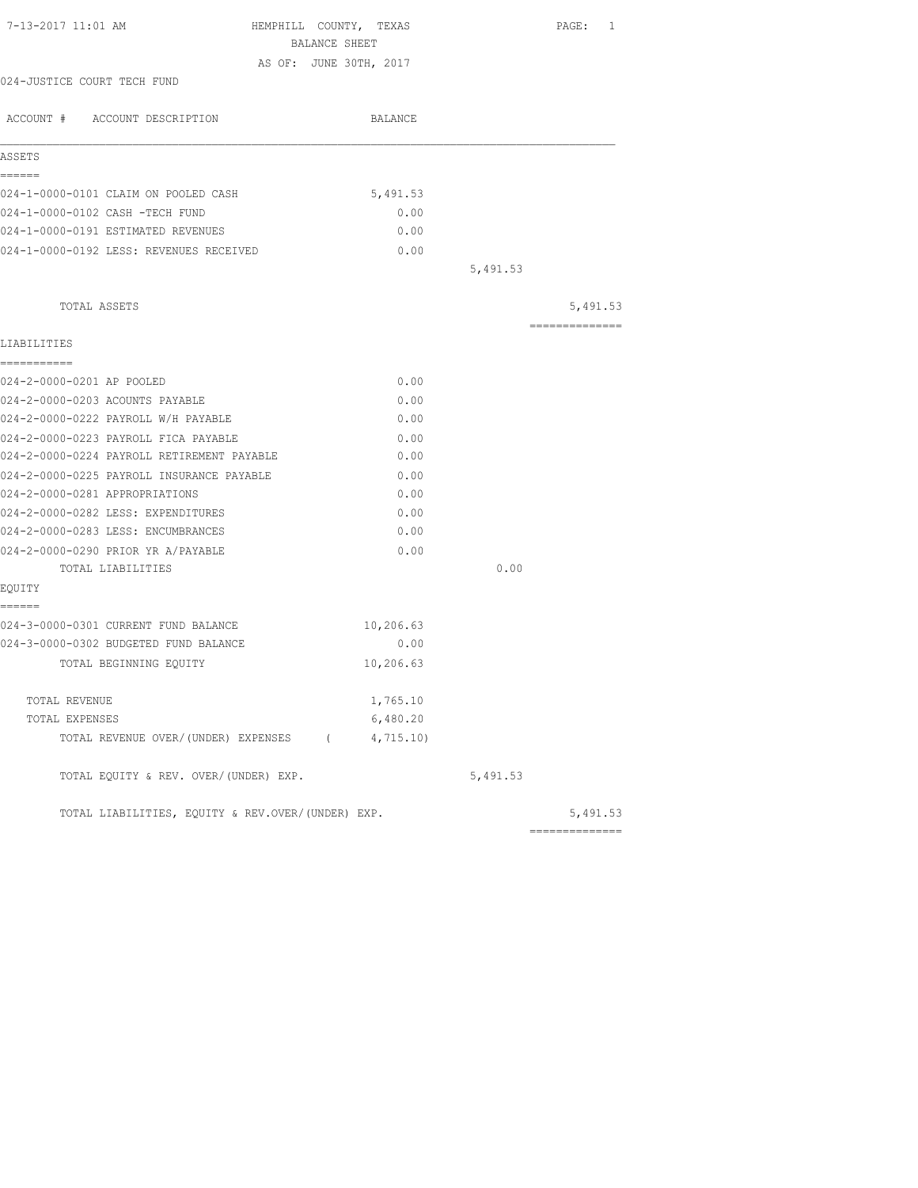7-13-2017 11:01 AM

# HEMPHILL COUNTY, TEXAS

## BALANCE SHEET

AS OF: JUNE 30TH, 2017

024-JUSTICE COURT TECH FUND

| ACCOUNT # ACCOUNT DESCRIPTION | BALANCE | | |
|---|---|---|---|
| **ASSETS** | | | |
| 024-1-0000-0101 CLAIM ON POOLED CASH | 5,491.53 | | |
| 024-1-0000-0102 CASH -TECH FUND | 0.00 | | |
| 024-1-0000-0191 ESTIMATED REVENUES | 0.00 | | |
| 024-1-0000-0192 LESS: REVENUES RECEIVED | 0.00 | | |
| | | 5,491.53 | |
| TOTAL ASSETS | | | 5,491.53 |
| **LIABILITIES** | | | |
| 024-2-0000-0201 AP POOLED | 0.00 | | |
| 024-2-0000-0203 ACOUNTS PAYABLE | 0.00 | | |
| 024-2-0000-0222 PAYROLL W/H PAYABLE | 0.00 | | |
| 024-2-0000-0223 PAYROLL FICA PAYABLE | 0.00 | | |
| 024-2-0000-0224 PAYROLL RETIREMENT PAYABLE | 0.00 | | |
| 024-2-0000-0225 PAYROLL INSURANCE PAYABLE | 0.00 | | |
| 024-2-0000-0281 APPROPRIATIONS | 0.00 | | |
| 024-2-0000-0282 LESS: EXPENDITURES | 0.00 | | |
| 024-2-0000-0283 LESS: ENCUMBRANCES | 0.00 | | |
| 024-2-0000-0290 PRIOR YR A/PAYABLE | 0.00 | | |
| TOTAL LIABILITIES | | 0.00 | |
| **EQUITY** | | | |
| 024-3-0000-0301 CURRENT FUND BALANCE | 10,206.63 | | |
| 024-3-0000-0302 BUDGETED FUND BALANCE | 0.00 | | |
| TOTAL BEGINNING EQUITY | 10,206.63 | | |
| TOTAL REVENUE | 1,765.10 | | |
| TOTAL EXPENSES | 6,480.20 | | |
| TOTAL REVENUE OVER/(UNDER) EXPENSES | ( 4,715.10) | | |
| TOTAL EQUITY & REV. OVER/(UNDER) EXP. | | 5,491.53 | |
| TOTAL LIABILITIES, EQUITY & REV.OVER/(UNDER) EXP. | | | 5,491.53 |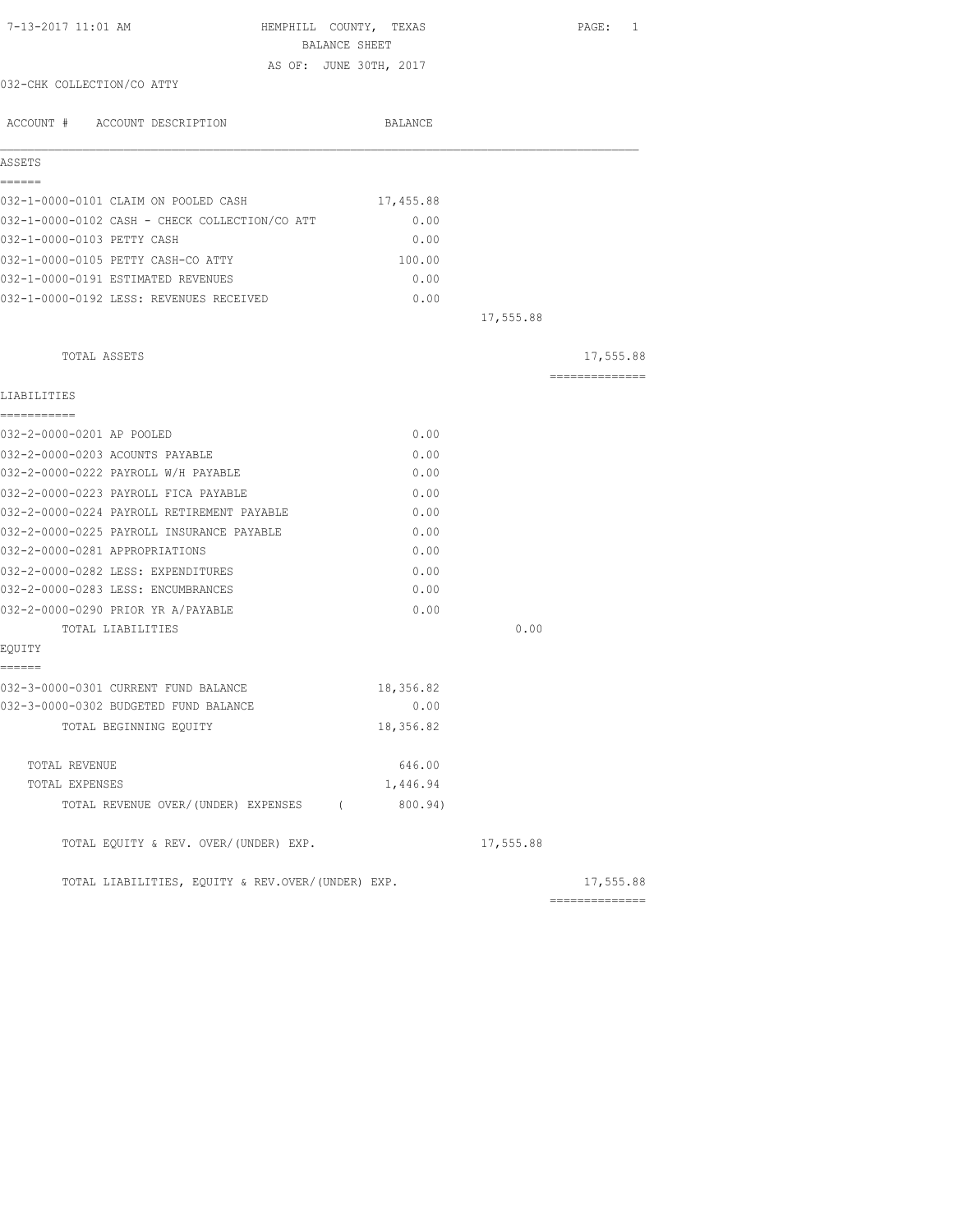7-13-2017 11:01 AM

# HEMPHILL COUNTY, TEXAS

## BALANCE SHEET

AS OF: JUNE 30TH, 2017

032-CHK COLLECTION/CO ATTY

| ACCOUNT # ACCOUNT DESCRIPTION | BALANCE | | |
|---|---|---|---|
| **ASSETS** | | | |
| 032-1-0000-0101 CLAIM ON POOLED CASH | 17,455.88 | | |
| 032-1-0000-0102 CASH - CHECK COLLECTION/CO ATT | 0.00 | | |
| 032-1-0000-0103 PETTY CASH | 0.00 | | |
| 032-1-0000-0105 PETTY CASH-CO ATTY | 100.00 | | |
| 032-1-0000-0191 ESTIMATED REVENUES | 0.00 | | |
| 032-1-0000-0192 LESS: REVENUES RECEIVED | 0.00 | | |
| | | 17,555.88 | |
| TOTAL ASSETS | | | 17,555.88 |
| **LIABILITIES** | | | |
| 032-2-0000-0201 AP POOLED | 0.00 | | |
| 032-2-0000-0203 ACOUNTS PAYABLE | 0.00 | | |
| 032-2-0000-0222 PAYROLL W/H PAYABLE | 0.00 | | |
| 032-2-0000-0223 PAYROLL FICA PAYABLE | 0.00 | | |
| 032-2-0000-0224 PAYROLL RETIREMENT PAYABLE | 0.00 | | |
| 032-2-0000-0225 PAYROLL INSURANCE PAYABLE | 0.00 | | |
| 032-2-0000-0281 APPROPRIATIONS | 0.00 | | |
| 032-2-0000-0282 LESS: EXPENDITURES | 0.00 | | |
| 032-2-0000-0283 LESS: ENCUMBRANCES | 0.00 | | |
| 032-2-0000-0290 PRIOR YR A/PAYABLE | 0.00 | | |
| TOTAL LIABILITIES | | 0.00 | |
| **EQUITY** | | | |
| 032-3-0000-0301 CURRENT FUND BALANCE | 18,356.82 | | |
| 032-3-0000-0302 BUDGETED FUND BALANCE | 0.00 | | |
| TOTAL BEGINNING EQUITY | 18,356.82 | | |
| TOTAL REVENUE | 646.00 | | |
| TOTAL EXPENSES | 1,446.94 | | |
| TOTAL REVENUE OVER/(UNDER) EXPENSES | ( 800.94) | | |
| TOTAL EQUITY & REV. OVER/(UNDER) EXP. | | 17,555.88 | |
| TOTAL LIABILITIES, EQUITY & REV.OVER/(UNDER) EXP. | | | 17,555.88 |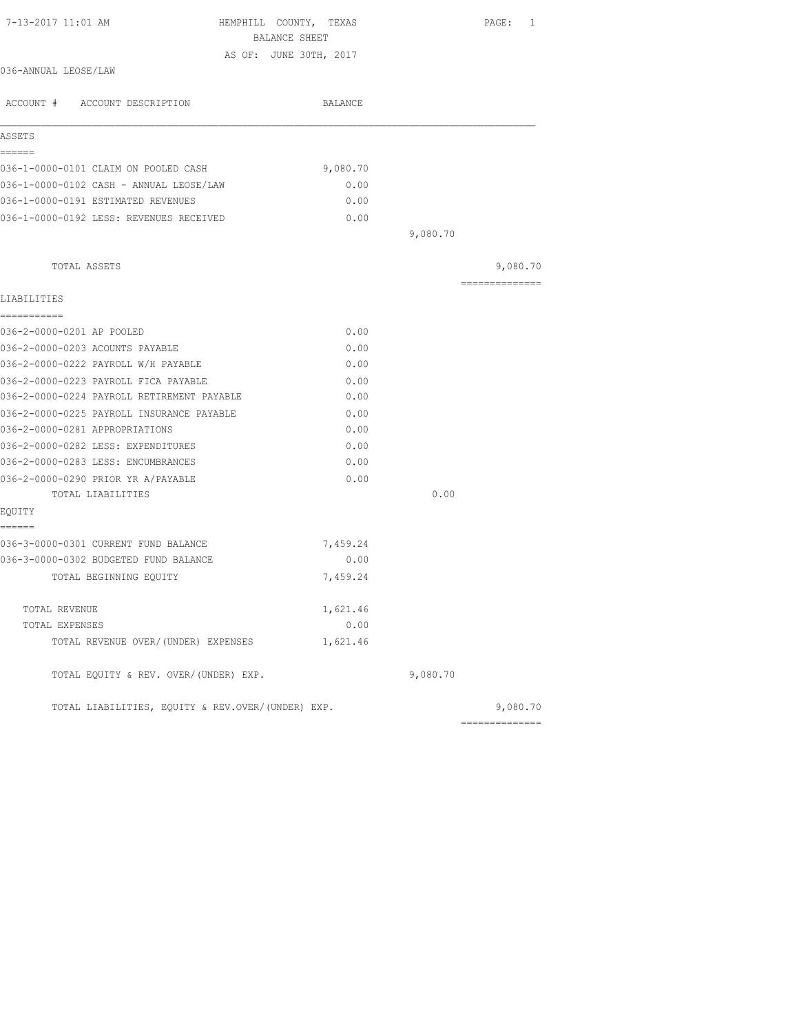7-13-2017 11:01 AM HEMPHILL COUNTY, TEXAS

BALANCE SHEET

AS OF: JUNE 30TH, 2017

036-ANNUAL LEOSE/LAW

| ACCOUNT # ACCOUNT DESCRIPTION | BALANCE | | |
|---|---|---|---|
| **ASSETS** | | | |
| 036-1-0000-0101 CLAIM ON POOLED CASH | 9,080.70 | | |
| 036-1-0000-0102 CASH - ANNUAL LEOSE/LAW | 0.00 | | |
| 036-1-0000-0191 ESTIMATED REVENUES | 0.00 | | |
| 036-1-0000-0192 LESS: REVENUES RECEIVED | 0.00 | | |
| | | 9,080.70 | |
| TOTAL ASSETS | | | 9,080.70 |
| **LIABILITIES** | | | |
| 036-2-0000-0201 AP POOLED | 0.00 | | |
| 036-2-0000-0203 ACOUNTS PAYABLE | 0.00 | | |
| 036-2-0000-0222 PAYROLL W/H PAYABLE | 0.00 | | |
| 036-2-0000-0223 PAYROLL FICA PAYABLE | 0.00 | | |
| 036-2-0000-0224 PAYROLL RETIREMENT PAYABLE | 0.00 | | |
| 036-2-0000-0225 PAYROLL INSURANCE PAYABLE | 0.00 | | |
| 036-2-0000-0281 APPROPRIATIONS | 0.00 | | |
| 036-2-0000-0282 LESS: EXPENDITURES | 0.00 | | |
| 036-2-0000-0283 LESS: ENCUMBRANCES | 0.00 | | |
| 036-2-0000-0290 PRIOR YR A/PAYABLE | 0.00 | | |
| TOTAL LIABILITIES | | 0.00 | |
| **EQUITY** | | | |
| 036-3-0000-0301 CURRENT FUND BALANCE | 7,459.24 | | |
| 036-3-0000-0302 BUDGETED FUND BALANCE | 0.00 | | |
| TOTAL BEGINNING EQUITY | 7,459.24 | | |
| TOTAL REVENUE | 1,621.46 | | |
| TOTAL EXPENSES | 0.00 | | |
| TOTAL REVENUE OVER/(UNDER) EXPENSES | 1,621.46 | | |
| TOTAL EQUITY & REV. OVER/(UNDER) EXP. | | 9,080.70 | |
| TOTAL LIABILITIES, EQUITY & REV.OVER/(UNDER) EXP. | | | 9,080.70 |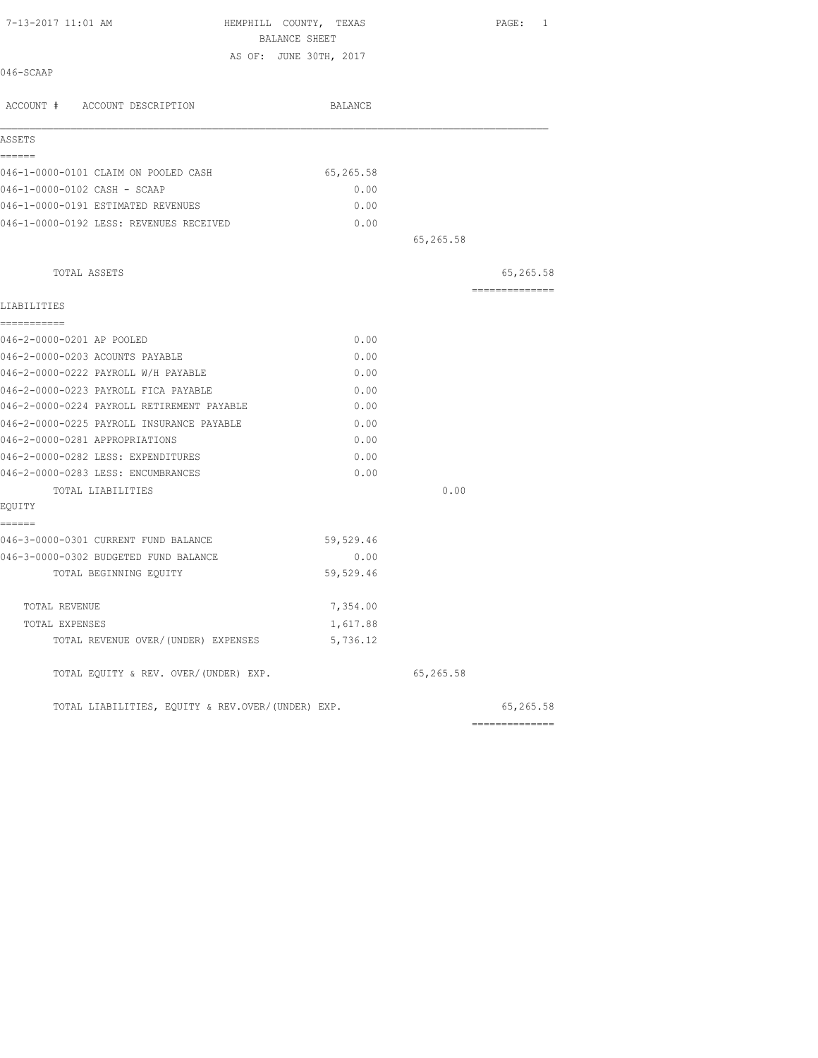7-13-2017 11:01 AM

# HEMPHILL COUNTY, TEXAS
## BALANCE SHEET
### AS OF: JUNE 30TH, 2017

046-SCAAP

| ACCOUNT # ACCOUNT DESCRIPTION | BALANCE | | |
|---|---|---|---|
| **ASSETS** | | | |
| 046-1-0000-0101 CLAIM ON POOLED CASH | 65,265.58 | | |
| 046-1-0000-0102 CASH - SCAAP | 0.00 | | |
| 046-1-0000-0191 ESTIMATED REVENUES | 0.00 | | |
| 046-1-0000-0192 LESS: REVENUES RECEIVED | 0.00 | | |
| | | 65,265.58 | |
| TOTAL ASSETS | | | 65,265.58 |
| **LIABILITIES** | | | |
| 046-2-0000-0201 AP POOLED | 0.00 | | |
| 046-2-0000-0203 ACOUNTS PAYABLE | 0.00 | | |
| 046-2-0000-0222 PAYROLL W/H PAYABLE | 0.00 | | |
| 046-2-0000-0223 PAYROLL FICA PAYABLE | 0.00 | | |
| 046-2-0000-0224 PAYROLL RETIREMENT PAYABLE | 0.00 | | |
| 046-2-0000-0225 PAYROLL INSURANCE PAYABLE | 0.00 | | |
| 046-2-0000-0281 APPROPRIATIONS | 0.00 | | |
| 046-2-0000-0282 LESS: EXPENDITURES | 0.00 | | |
| 046-2-0000-0283 LESS: ENCUMBRANCES | 0.00 | | |
| TOTAL LIABILITIES | | 0.00 | |
| **EQUITY** | | | |
| 046-3-0000-0301 CURRENT FUND BALANCE | 59,529.46 | | |
| 046-3-0000-0302 BUDGETED FUND BALANCE | 0.00 | | |
| TOTAL BEGINNING EQUITY | 59,529.46 | | |
| TOTAL REVENUE | 7,354.00 | | |
| TOTAL EXPENSES | 1,617.88 | | |
| TOTAL REVENUE OVER/(UNDER) EXPENSES | 5,736.12 | | |
| TOTAL EQUITY & REV. OVER/(UNDER) EXP. | | 65,265.58 | |
| TOTAL LIABILITIES, EQUITY & REV.OVER/(UNDER) EXP. | | | 65,265.58 |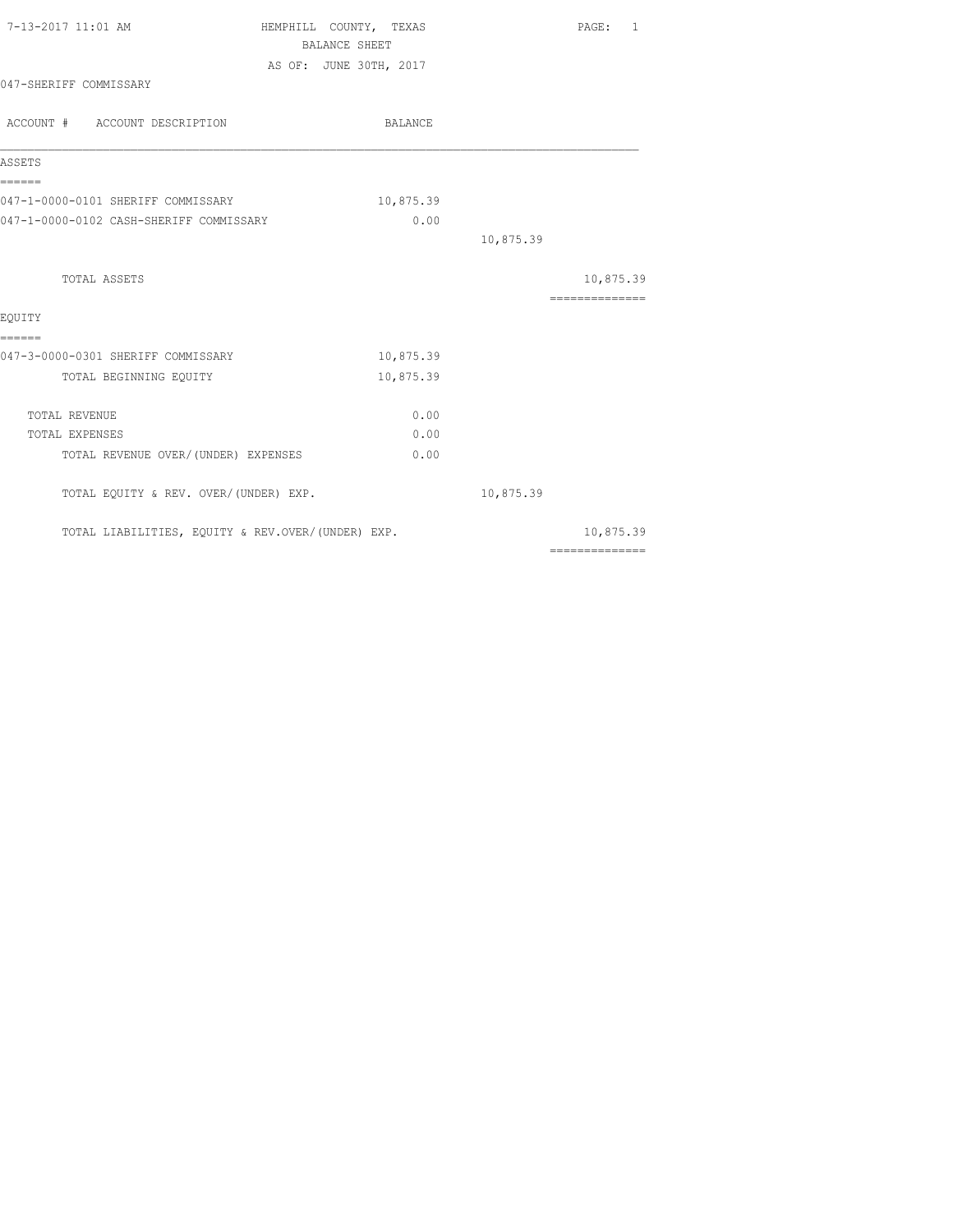HEMPHILL COUNTY, TEXAS
BALANCE SHEET
AS OF: JUNE 30TH, 2017

7-13-2017 11:01 AM

047-SHERIFF COMMISSARY

| ACCOUNT # ACCOUNT DESCRIPTION | BALANCE | | |
|---|---|---|---|
| **ASSETS** | | | |
| 047-1-0000-0101 SHERIFF COMMISSARY | 10,875.39 | | |
| 047-1-0000-0102 CASH-SHERIFF COMMISSARY | 0.00 | | |
| | | 10,875.39 | |
| TOTAL ASSETS | | | 10,875.39 |
| **EQUITY** | | | |
| 047-3-0000-0301 SHERIFF COMMISSARY | 10,875.39 | | |
| TOTAL BEGINNING EQUITY | 10,875.39 | | |
| TOTAL REVENUE | 0.00 | | |
| TOTAL EXPENSES | 0.00 | | |
| TOTAL REVENUE OVER/(UNDER) EXPENSES | 0.00 | | |
| TOTAL EQUITY & REV. OVER/(UNDER) EXP. | | 10,875.39 | |
| TOTAL LIABILITIES, EQUITY & REV.OVER/(UNDER) EXP. | | | 10,875.39 |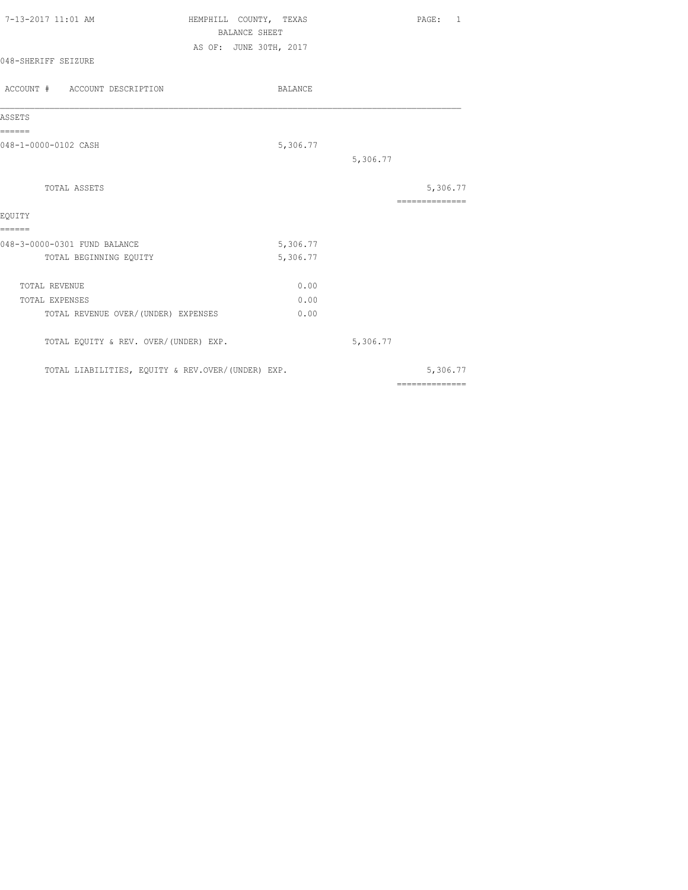HEMPHILL COUNTY, TEXAS
BALANCE SHEET
AS OF: JUNE 30TH, 2017

048-SHERIFF SEIZURE

| ACCOUNT # ACCOUNT DESCRIPTION | BALANCE | | |
|---|---|---|---|
| **ASSETS** | | | |
| 048-1-0000-0102 CASH | 5,306.77 | | |
| | | 5,306.77 | |
| TOTAL ASSETS | | | 5,306.77 |
| **EQUITY** | | | |
| 048-3-0000-0301 FUND BALANCE | 5,306.77 | | |
| TOTAL BEGINNING EQUITY | 5,306.77 | | |
| TOTAL REVENUE | 0.00 | | |
| TOTAL EXPENSES | 0.00 | | |
| TOTAL REVENUE OVER/(UNDER) EXPENSES | 0.00 | | |
| TOTAL EQUITY & REV. OVER/(UNDER) EXP. | | 5,306.77 | |
| TOTAL LIABILITIES, EQUITY & REV.OVER/(UNDER) EXP. | | | 5,306.77 |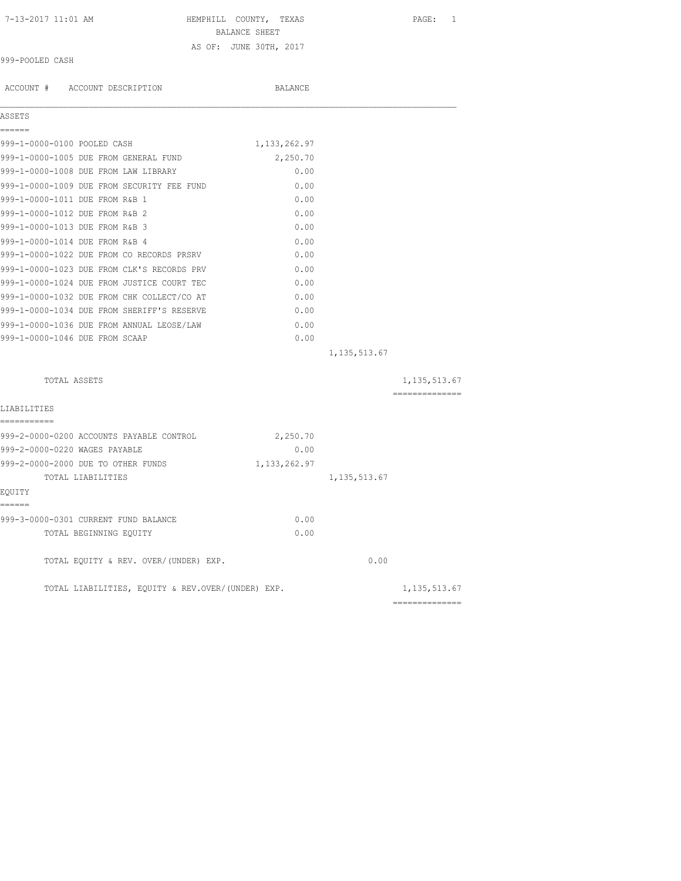7-13-2017 11:01 AM

HEMPHILL COUNTY, TEXAS
BALANCE SHEET
AS OF: JUNE 30TH, 2017

999-POOLED CASH

| ACCOUNT # ACCOUNT DESCRIPTION | BALANCE | | |
|---|---|---|---|
| **ASSETS** | | | |
| 999-1-0000-0100 POOLED CASH | 1,133,262.97 | | |
| 999-1-0000-1005 DUE FROM GENERAL FUND | 2,250.70 | | |
| 999-1-0000-1008 DUE FROM LAW LIBRARY | 0.00 | | |
| 999-1-0000-1009 DUE FROM SECURITY FEE FUND | 0.00 | | |
| 999-1-0000-1011 DUE FROM R&B 1 | 0.00 | | |
| 999-1-0000-1012 DUE FROM R&B 2 | 0.00 | | |
| 999-1-0000-1013 DUE FROM R&B 3 | 0.00 | | |
| 999-1-0000-1014 DUE FROM R&B 4 | 0.00 | | |
| 999-1-0000-1022 DUE FROM CO RECORDS PRSRV | 0.00 | | |
| 999-1-0000-1023 DUE FROM CLK'S RECORDS PRV | 0.00 | | |
| 999-1-0000-1024 DUE FROM JUSTICE COURT TEC | 0.00 | | |
| 999-1-0000-1032 DUE FROM CHK COLLECT/CO AT | 0.00 | | |
| 999-1-0000-1034 DUE FROM SHERIFF'S RESERVE | 0.00 | | |
| 999-1-0000-1036 DUE FROM ANNUAL LEOSE/LAW | 0.00 | | |
| 999-1-0000-1046 DUE FROM SCAAP | 0.00 | | |
| | | 1,135,513.67 | |
| TOTAL ASSETS | | | 1,135,513.67 |
| **LIABILITIES** | | | |
| 999-2-0000-0200 ACCOUNTS PAYABLE CONTROL | 2,250.70 | | |
| 999-2-0000-0220 WAGES PAYABLE | 0.00 | | |
| 999-2-0000-2000 DUE TO OTHER FUNDS | 1,133,262.97 | | |
| TOTAL LIABILITIES | | 1,135,513.67 | |
| **EQUITY** | | | |
| 999-3-0000-0301 CURRENT FUND BALANCE | 0.00 | | |
| TOTAL BEGINNING EQUITY | 0.00 | | |
| TOTAL EQUITY & REV. OVER/(UNDER) EXP. | | 0.00 | |
| TOTAL LIABILITIES, EQUITY & REV.OVER/(UNDER) EXP. | | | 1,135,513.67 |